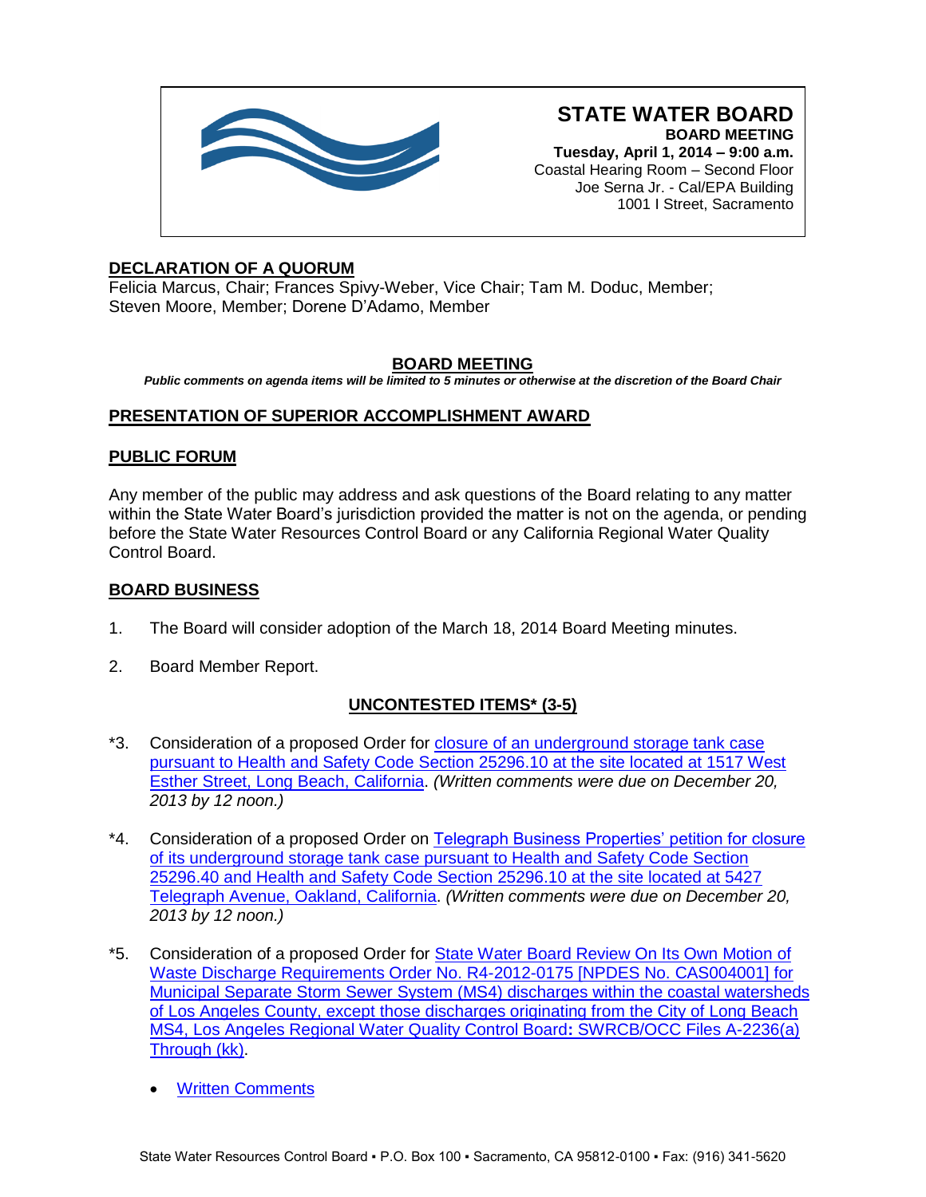# STATE WATER BOARD

**BOARD MEETING**
**Tuesday, April 1, 2014 – 9:00 a.m.**
Coastal Hearing Room – Second Floor
Joe Serna Jr. - Cal/EPA Building
1001 I Street, Sacramento

## DECLARATION OF A QUORUM

Felicia Marcus, Chair; Frances Spivy-Weber, Vice Chair; Tam M. Doduc, Member; Steven Moore, Member; Dorene D'Adamo, Member

## BOARD MEETING

***Public comments on agenda items will be limited to 5 minutes or otherwise at the discretion of the Board Chair***

## PRESENTATION OF SUPERIOR ACCOMPLISHMENT AWARD

## PUBLIC FORUM

Any member of the public may address and ask questions of the Board relating to any matter within the State Water Board's jurisdiction provided the matter is not on the agenda, or pending before the State Water Resources Control Board or any California Regional Water Quality Control Board.

## BOARD BUSINESS

1. The Board will consider adoption of the March 18, 2014 Board Meeting minutes.

2. Board Member Report.

## UNCONTESTED ITEMS* (3-5)

*3. Consideration of a proposed Order for closure of an underground storage tank case pursuant to Health and Safety Code Section 25296.10 at the site located at 1517 West Esther Street, Long Beach, California. *(Written comments were due on December 20, 2013 by 12 noon.)*

*4. Consideration of a proposed Order on Telegraph Business Properties' petition for closure of its underground storage tank case pursuant to Health and Safety Code Section 25296.40 and Health and Safety Code Section 25296.10 at the site located at 5427 Telegraph Avenue, Oakland, California. *(Written comments were due on December 20, 2013 by 12 noon.)*

*5. Consideration of a proposed Order for State Water Board Review On Its Own Motion of Waste Discharge Requirements Order No. R4-2012-0175 [NPDES No. CAS004001] for Municipal Separate Storm Sewer System (MS4) discharges within the coastal watersheds of Los Angeles County, except those discharges originating from the City of Long Beach MS4, Los Angeles Regional Water Quality Control Board**:** SWRCB/OCC Files A-2236(a) Through (kk).

- Written Comments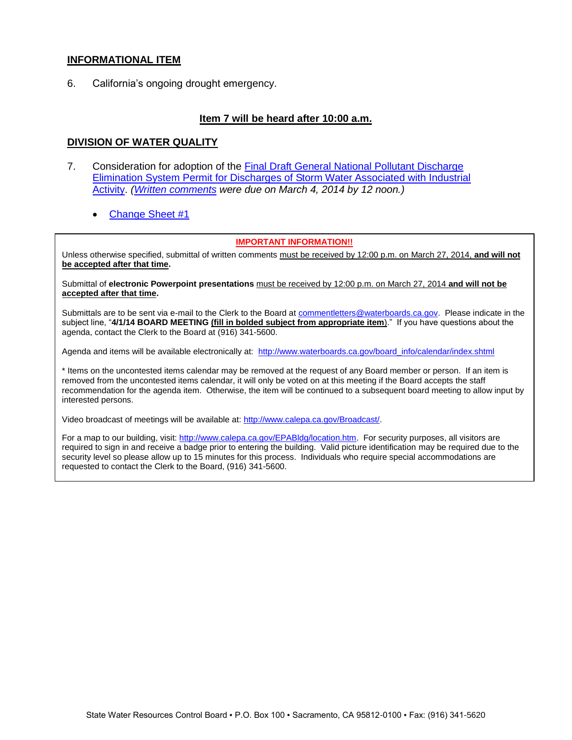## INFORMATIONAL ITEM

6. California's ongoing drought emergency.

**Item 7 will be heard after 10:00 a.m.**

## DIVISION OF WATER QUALITY

7. Consideration for adoption of the Final Draft General National Pollutant Discharge Elimination System Permit for Discharges of Storm Water Associated with Industrial Activity. *(Written comments were due on March 4, 2014 by 12 noon.)*

   - Change Sheet #1

---

**IMPORTANT INFORMATION!!**

Unless otherwise specified, submittal of written comments must be received by 12:00 p.m. on March 27, 2014, **and will not be accepted after that time**.

Submittal of **electronic Powerpoint presentations** must be received by 12:00 p.m. on March 27, 2014 **and will not be accepted after that time**.

Submittals are to be sent via e-mail to the Clerk to the Board at commentletters@waterboards.ca.gov. Please indicate in the subject line, "**4/1/14 BOARD MEETING (fill in bolded subject from appropriate item)**." If you have questions about the agenda, contact the Clerk to the Board at (916) 341-5600.

Agenda and items will be available electronically at: http://www.waterboards.ca.gov/board_info/calendar/index.shtml

* Items on the uncontested items calendar may be removed at the request of any Board member or person. If an item is removed from the uncontested items calendar, it will only be voted on at this meeting if the Board accepts the staff recommendation for the agenda item. Otherwise, the item will be continued to a subsequent board meeting to allow input by interested persons.

Video broadcast of meetings will be available at: http://www.calepa.ca.gov/Broadcast/.

For a map to our building, visit: http://www.calepa.ca.gov/EPABldg/location.htm. For security purposes, all visitors are required to sign in and receive a badge prior to entering the building. Valid picture identification may be required due to the security level so please allow up to 15 minutes for this process. Individuals who require special accommodations are requested to contact the Clerk to the Board, (916) 341-5600.

---

State Water Resources Control Board ▪ P.O. Box 100 ▪ Sacramento, CA 95812-0100 ▪ Fax: (916) 341-5620